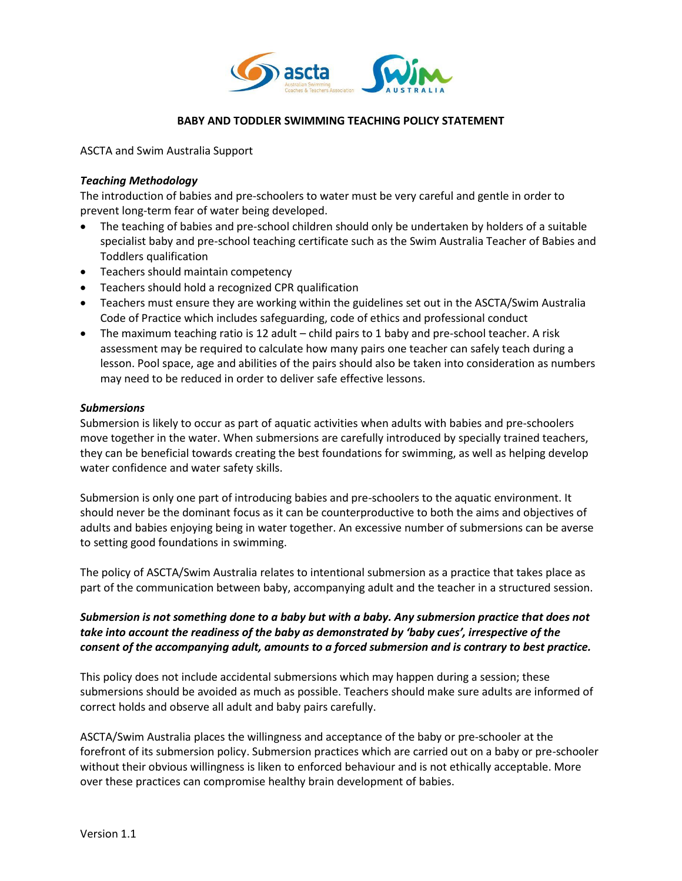# BABY AND TODDLER SWIMMING TEACHING POLICY STATEMENT

ASCTA and Swim Australia Support

***Teaching Methodology***

The introduction of babies and pre-schoolers to water must be very careful and gentle in order to prevent long-term fear of water being developed.

- The teaching of babies and pre-school children should only be undertaken by holders of a suitable specialist baby and pre-school teaching certificate such as the Swim Australia Teacher of Babies and Toddlers qualification
- Teachers should maintain competency
- Teachers should hold a recognized CPR qualification
- Teachers must ensure they are working within the guidelines set out in the ASCTA/Swim Australia Code of Practice which includes safeguarding, code of ethics and professional conduct
- The maximum teaching ratio is 12 adult – child pairs to 1 baby and pre-school teacher. A risk assessment may be required to calculate how many pairs one teacher can safely teach during a lesson. Pool space, age and abilities of the pairs should also be taken into consideration as numbers may need to be reduced in order to deliver safe effective lessons.

***Submersions***

Submersion is likely to occur as part of aquatic activities when adults with babies and pre-schoolers move together in the water. When submersions are carefully introduced by specially trained teachers, they can be beneficial towards creating the best foundations for swimming, as well as helping develop water confidence and water safety skills.

Submersion is only one part of introducing babies and pre-schoolers to the aquatic environment. It should never be the dominant focus as it can be counterproductive to both the aims and objectives of adults and babies enjoying being in water together. An excessive number of submersions can be averse to setting good foundations in swimming.

The policy of ASCTA/Swim Australia relates to intentional submersion as a practice that takes place as part of the communication between baby, accompanying adult and the teacher in a structured session.

***Submersion is not something done to a baby but with a baby. Any submersion practice that does not take into account the readiness of the baby as demonstrated by 'baby cues', irrespective of the consent of the accompanying adult, amounts to a forced submersion and is contrary to best practice.***

This policy does not include accidental submersions which may happen during a session; these submersions should be avoided as much as possible. Teachers should make sure adults are informed of correct holds and observe all adult and baby pairs carefully.

ASCTA/Swim Australia places the willingness and acceptance of the baby or pre-schooler at the forefront of its submersion policy. Submersion practices which are carried out on a baby or pre-schooler without their obvious willingness is liken to enforced behaviour and is not ethically acceptable. More over these practices can compromise healthy brain development of babies.

Version 1.1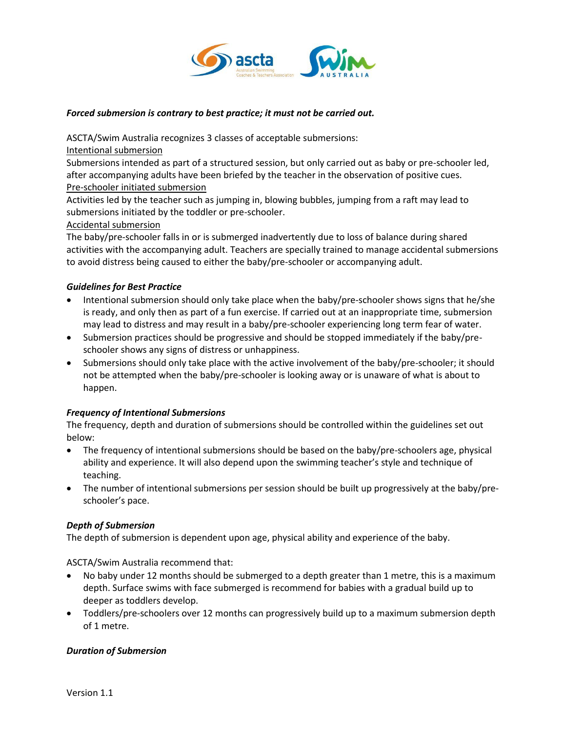***Forced submersion is contrary to best practice; it must not be carried out.***

ASCTA/Swim Australia recognizes 3 classes of acceptable submersions:

Intentional submersion

Submersions intended as part of a structured session, but only carried out as baby or pre-schooler led, after accompanying adults have been briefed by the teacher in the observation of positive cues.

Pre-schooler initiated submersion

Activities led by the teacher such as jumping in, blowing bubbles, jumping from a raft may lead to submersions initiated by the toddler or pre-schooler.

Accidental submersion

The baby/pre-schooler falls in or is submerged inadvertently due to loss of balance during shared activities with the accompanying adult. Teachers are specially trained to manage accidental submersions to avoid distress being caused to either the baby/pre-schooler or accompanying adult.

### *Guidelines for Best Practice*

- Intentional submersion should only take place when the baby/pre-schooler shows signs that he/she is ready, and only then as part of a fun exercise. If carried out at an inappropriate time, submersion may lead to distress and may result in a baby/pre-schooler experiencing long term fear of water.
- Submersion practices should be progressive and should be stopped immediately if the baby/pre-schooler shows any signs of distress or unhappiness.
- Submersions should only take place with the active involvement of the baby/pre-schooler; it should not be attempted when the baby/pre-schooler is looking away or is unaware of what is about to happen.

### *Frequency of Intentional Submersions*

The frequency, depth and duration of submersions should be controlled within the guidelines set out below:

- The frequency of intentional submersions should be based on the baby/pre-schoolers age, physical ability and experience. It will also depend upon the swimming teacher's style and technique of teaching.
- The number of intentional submersions per session should be built up progressively at the baby/pre-schooler's pace.

### *Depth of Submersion*

The depth of submersion is dependent upon age, physical ability and experience of the baby.

ASCTA/Swim Australia recommend that:

- No baby under 12 months should be submerged to a depth greater than 1 metre, this is a maximum depth. Surface swims with face submerged is recommend for babies with a gradual build up to deeper as toddlers develop.
- Toddlers/pre-schoolers over 12 months can progressively build up to a maximum submersion depth of 1 metre.

### *Duration of Submersion*

Version 1.1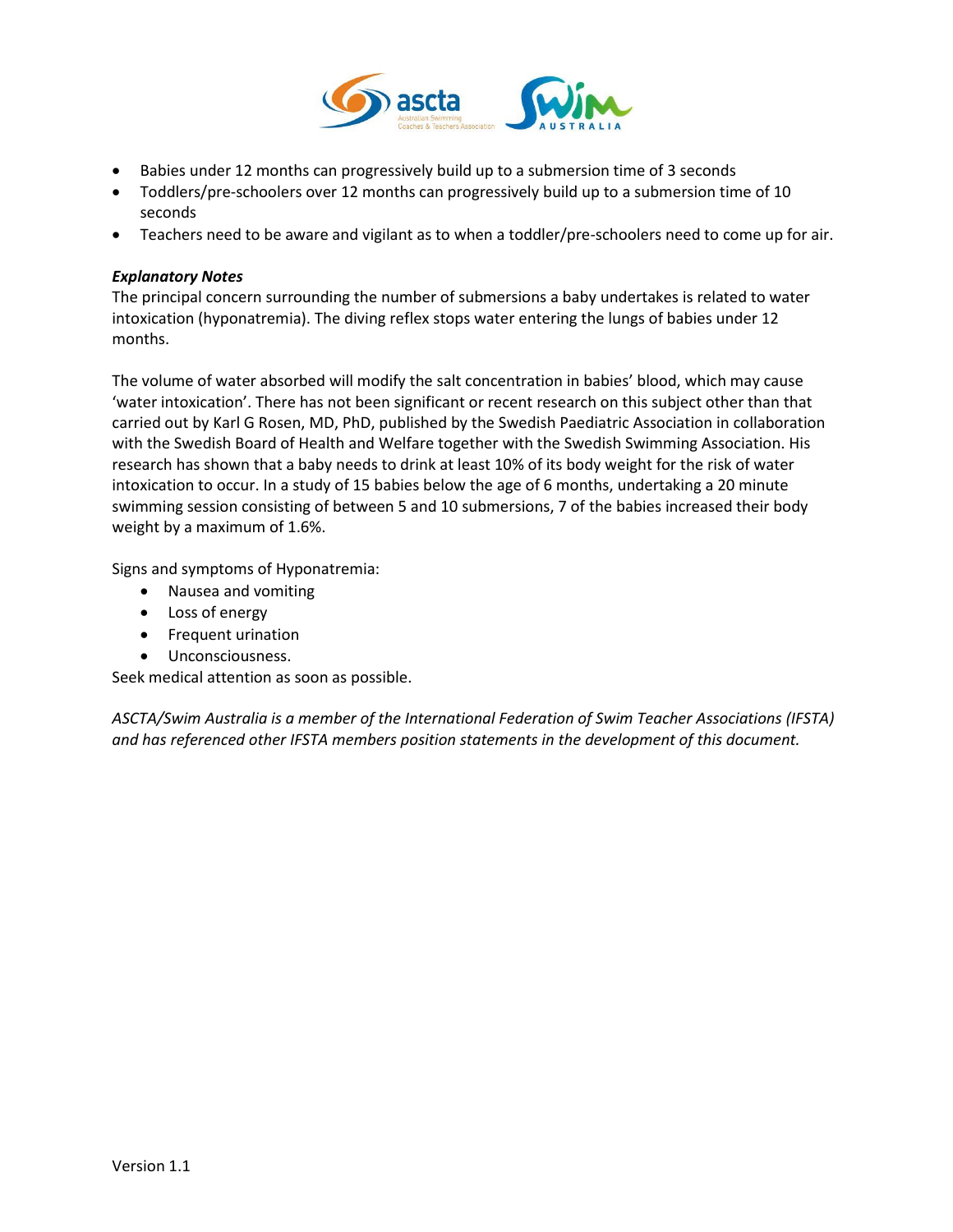- Babies under 12 months can progressively build up to a submersion time of 3 seconds
- Toddlers/pre-schoolers over 12 months can progressively build up to a submersion time of 10 seconds
- Teachers need to be aware and vigilant as to when a toddler/pre-schoolers need to come up for air.

***Explanatory Notes***

The principal concern surrounding the number of submersions a baby undertakes is related to water intoxication (hyponatremia). The diving reflex stops water entering the lungs of babies under 12 months.

The volume of water absorbed will modify the salt concentration in babies' blood, which may cause 'water intoxication'. There has not been significant or recent research on this subject other than that carried out by Karl G Rosen, MD, PhD, published by the Swedish Paediatric Association in collaboration with the Swedish Board of Health and Welfare together with the Swedish Swimming Association. His research has shown that a baby needs to drink at least 10% of its body weight for the risk of water intoxication to occur. In a study of 15 babies below the age of 6 months, undertaking a 20 minute swimming session consisting of between 5 and 10 submersions, 7 of the babies increased their body weight by a maximum of 1.6%.

Signs and symptoms of Hyponatremia:

- Nausea and vomiting
- Loss of energy
- Frequent urination
- Unconsciousness.

Seek medical attention as soon as possible.

*ASCTA/Swim Australia is a member of the International Federation of Swim Teacher Associations (IFSTA) and has referenced other IFSTA members position statements in the development of this document.*

Version 1.1